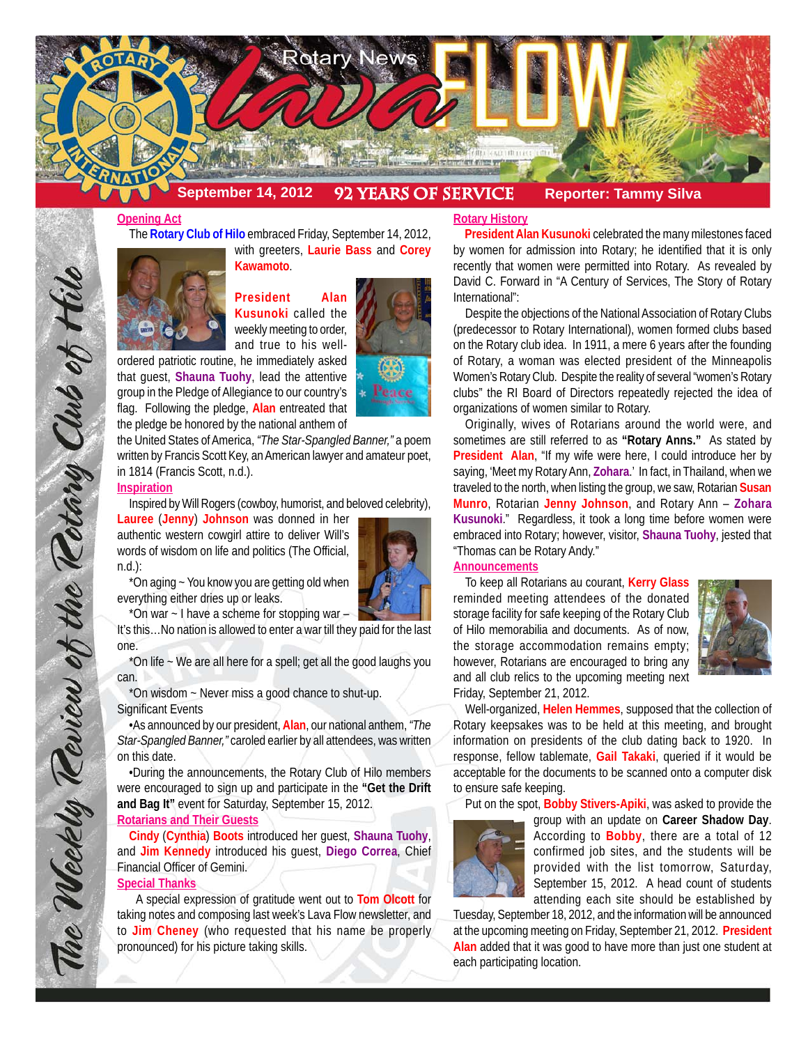# Rotary News Lava FLOW

**September 14, 2012** | **92 YEARS OF SERVICE** | **Reporter: Tammy Silva**

*The Weekly Review of the Rotary Club of Hilo*

## Opening Act

The **Rotary Club of Hilo** embraced Friday, September 14, 2012, with greeters, **Laurie Bass** and **Corey Kawamoto**.

**President Alan Kusunoki** called the weekly meeting to order, and true to his well-ordered patriotic routine, he immediately asked that guest, **Shauna Tuohy**, lead the attentive group in the Pledge of Allegiance to our country's flag. Following the pledge, **Alan** entreated that the pledge be honored by the national anthem of the United States of America, *"The Star-Spangled Banner,"* a poem written by Francis Scott Key, an American lawyer and amateur poet, in 1814 (Francis Scott, n.d.).

## Inspiration

Inspired by Will Rogers (cowboy, humorist, and beloved celebrity), **Lauree** (**Jenny**) **Johnson** was donned in her authentic western cowgirl attire to deliver Will's words of wisdom on life and politics (The Official, n.d.):

*On aging ~ You know you are getting old when everything either dries up or leaks.

*On war ~ I have a scheme for stopping war – It's this…No nation is allowed to enter a war till they paid for the last one.

*On life ~ We are all here for a spell; get all the good laughs you can.

*On wisdom ~ Never miss a good chance to shut-up.

Significant Events

•As announced by our president, **Alan**, our national anthem, *"The Star-Spangled Banner,"* caroled earlier by all attendees, was written on this date.

•During the announcements, the Rotary Club of Hilo members were encouraged to sign up and participate in the **"Get the Drift and Bag It"** event for Saturday, September 15, 2012.

## Rotarians and Their Guests

**Cindy** (**Cynthia**) **Boots** introduced her guest, **Shauna Tuohy**, and **Jim Kennedy** introduced his guest, **Diego Correa**, Chief Financial Officer of Gemini.

## Special Thanks

A special expression of gratitude went out to **Tom Olcott** for taking notes and composing last week's Lava Flow newsletter, and to **Jim Cheney** (who requested that his name be properly pronounced) for his picture taking skills.

## Rotary History

**President Alan Kusunoki** celebrated the many milestones faced by women for admission into Rotary; he identified that it is only recently that women were permitted into Rotary. As revealed by David C. Forward in "A Century of Services, The Story of Rotary International":

Despite the objections of the National Association of Rotary Clubs (predecessor to Rotary International), women formed clubs based on the Rotary club idea. In 1911, a mere 6 years after the founding of Rotary, a woman was elected president of the Minneapolis Women's Rotary Club. Despite the reality of several "women's Rotary clubs" the RI Board of Directors repeatedly rejected the idea of organizations of women similar to Rotary.

Originally, wives of Rotarians around the world were, and sometimes are still referred to as **"Rotary Anns."** As stated by **President Alan**, "If my wife were here, I could introduce her by saying, 'Meet my Rotary Ann, **Zohara**.' In fact, in Thailand, when we traveled to the north, when listing the group, we saw, Rotarian **Susan Munro**, Rotarian **Jenny Johnson**, and Rotary Ann – **Zohara Kusunoki**." Regardless, it took a long time before women were embraced into Rotary; however, visitor, **Shauna Tuohy**, jested that "Thomas can be Rotary Andy."

## Announcements

To keep all Rotarians au courant, **Kerry Glass** reminded meeting attendees of the donated storage facility for safe keeping of the Rotary Club of Hilo memorabilia and documents. As of now, the storage accommodation remains empty; however, Rotarians are encouraged to bring any and all club relics to the upcoming meeting next Friday, September 21, 2012.

Well-organized, **Helen Hemmes**, supposed that the collection of Rotary keepsakes was to be held at this meeting, and brought information on presidents of the club dating back to 1920. In response, fellow tablemate, **Gail Takaki**, queried if it would be acceptable for the documents to be scanned onto a computer disk to ensure safe keeping.

Put on the spot, **Bobby Stivers-Apiki**, was asked to provide the group with an update on **Career Shadow Day**. According to **Bobby**, there are a total of 12 confirmed job sites, and the students will be provided with the list tomorrow, Saturday, September 15, 2012. A head count of students attending each site should be established by Tuesday, September 18, 2012, and the information will be announced at the upcoming meeting on Friday, September 21, 2012. **President Alan** added that it was good to have more than just one student at each participating location.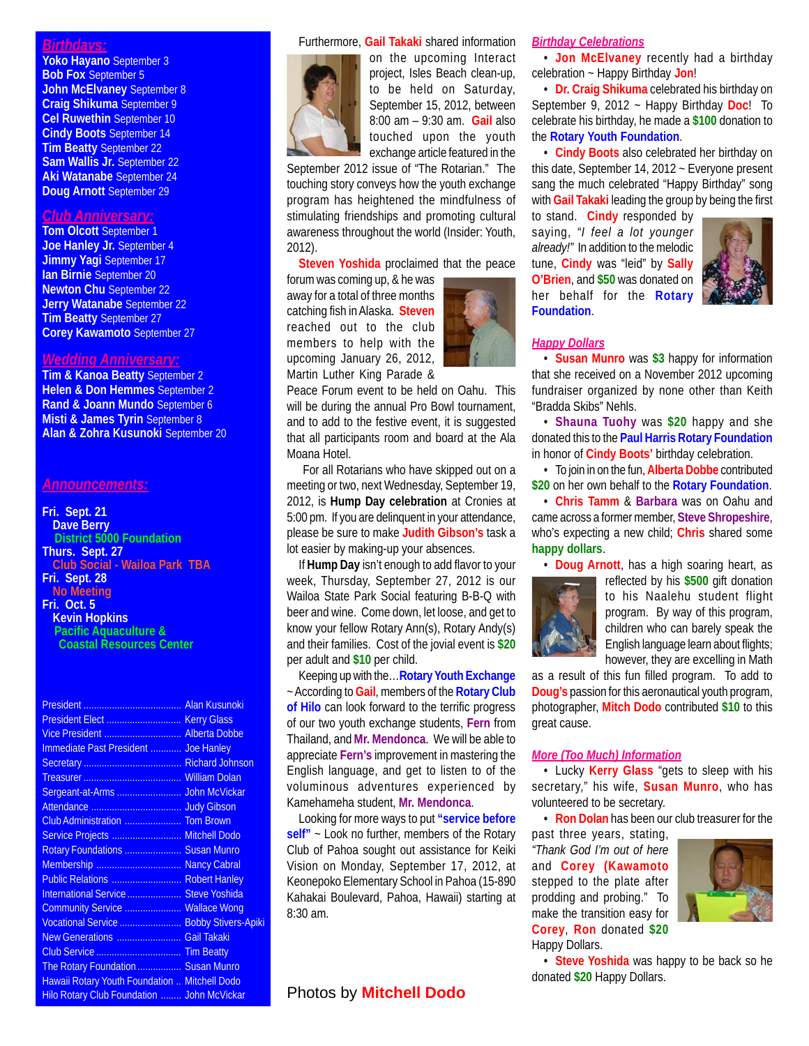## Birthdays:

**Yoko Hayano** September 3
**Bob Fox** September 5
**John McElvaney** September 8
**Craig Shikuma** September 9
**Cel Ruwethin** September 10
**Cindy Boots** September 14
**Tim Beatty** September 22
**Sam Wallis Jr.** September 22
**Aki Watanabe** September 24
**Doug Arnott** September 29

## Club Anniversary:

**Tom Olcott** September 1
**Joe Hanley Jr.** September 4
**Jimmy Yagi** September 17
**Ian Birnie** September 20
**Newton Chu** September 22
**Jerry Watanabe** September 22
**Tim Beatty** September 27
**Corey Kawamoto** September 27

## Wedding Anniversary:

**Tim & Kanoa Beatty** September 2
**Helen & Don Hemmes** September 2
**Rand & Joann Mundo** September 6
**Misti & James Tyrin** September 8
**Alan & Zohra Kusunoki** September 20

## Announcements:

**Fri. Sept. 21**
Dave Berry
District 5000 Foundation

**Thurs. Sept. 27**
Club Social - Wailoa Park TBA

**Fri. Sept. 28**
No Meeting

**Fri. Oct. 5**
Kevin Hopkins
Pacific Aquaculture & Coastal Resources Center

| | |
|---|---|
| President | Alan Kusunoki |
| President Elect | Kerry Glass |
| Vice President | Alberta Dobbe |
| Immediate Past President | Joe Hanley |
| Secretary | Richard Johnson |
| Treasurer | William Dolan |
| Sergeant-at-Arms | John McVickar |
| Attendance | Judy Gibson |
| Club Administration | Tom Brown |
| Service Projects | Mitchell Dodo |
| Rotary Foundations | Susan Munro |
| Membership | Nancy Cabral |
| Public Relations | Robert Hanley |
| International Service | Steve Yoshida |
| Community Service | Wallace Wong |
| Vocational Service | Bobby Stivers-Apiki |
| New Generations | Gail Takaki |
| Club Service | Tim Beatty |
| The Rotary Foundation | Susan Munro |
| Hawaii Rotary Youth Foundation | Mitchell Dodo |
| Hilo Rotary Club Foundation | John McVickar |

Furthermore, **Gail Takaki** shared information on the upcoming Interact project, Isles Beach clean-up, to be held on Saturday, September 15, 2012, between 8:00 am – 9:30 am. **Gail** also touched upon the youth exchange article featured in the September 2012 issue of "The Rotarian." The touching story conveys how the youth exchange program has heightened the mindfulness of stimulating friendships and promoting cultural awareness throughout the world (Insider: Youth, 2012).

**Steven Yoshida** proclaimed that the peace forum was coming up, & he was away for a total of three months catching fish in Alaska. **Steven** reached out to the club members to help with the upcoming January 26, 2012, Martin Luther King Parade & Peace Forum event to be held on Oahu. This will be during the annual Pro Bowl tournament, and to add to the festive event, it is suggested that all participants room and board at the Ala Moana Hotel.

For all Rotarians who have skipped out on a meeting or two, next Wednesday, September 19, 2012, is **Hump Day celebration** at Cronies at 5:00 pm. If you are delinquent in your attendance, please be sure to make **Judith Gibson's** task a lot easier by making-up your absences.

If **Hump Day** isn't enough to add flavor to your week, Thursday, September 27, 2012 is our Wailoa State Park Social featuring B-B-Q with beer and wine. Come down, let loose, and get to know your fellow Rotary Ann(s), Rotary Andy(s) and their families. Cost of the jovial event is **$20** per adult and **$10** per child.

Keeping up with the…**Rotary Youth Exchange** ~ According to **Gail**, members of the **Rotary Club of Hilo** can look forward to the terrific progress of our two youth exchange students, **Fern** from Thailand, and **Mr. Mendonca**. We will be able to appreciate **Fern's** improvement in mastering the English language, and get to listen to of the voluminous adventures experienced by Kamehameha student, **Mr. Mendonca**.

Looking for more ways to put **"service before self"** ~ Look no further, members of the Rotary Club of Pahoa sought out assistance for Keiki Vision on Monday, September 17, 2012, at Keonepoko Elementary School in Pahoa (15-890 Kahakai Boulevard, Pahoa, Hawaii) starting at 8:30 am.

Photos by **Mitchell Dodo**

## Birthday Celebrations

- **Jon McElvaney** recently had a birthday celebration ~ Happy Birthday **Jon**!
- **Dr. Craig Shikuma** celebrated his birthday on September 9, 2012 ~ Happy Birthday **Doc**! To celebrate his birthday, he made a **$100** donation to the **Rotary Youth Foundation**.
- **Cindy Boots** also celebrated her birthday on this date, September 14, 2012 ~ Everyone present sang the much celebrated "Happy Birthday" song with **Gail Takaki** leading the group by being the first to stand. **Cindy** responded by saying, *"I feel a lot younger already!"* In addition to the melodic tune, **Cindy** was "leid" by **Sally O'Brien**, and **$50** was donated on her behalf for the **Rotary Foundation**.

## Happy Dollars

- **Susan Munro** was **$3** happy for information that she received on a November 2012 upcoming fundraiser organized by none other than Keith "Bradda Skibs" Nehls.
- **Shauna Tuohy** was **$20** happy and she donated this to the **Paul Harris Rotary Foundation** in honor of **Cindy Boots'** birthday celebration.
- To join in on the fun, **Alberta Dobbe** contributed **$20** on her own behalf to the **Rotary Foundation**.
- **Chris Tamm** & **Barbara** was on Oahu and came across a former member, **Steve Shropeshire**, who's expecting a new child; **Chris** shared some **happy dollars**.
- **Doug Arnott**, has a high soaring heart, as reflected by his **$500** gift donation to his Naalehu student flight program. By way of this program, children who can barely speak the English language learn about flights; however, they are excelling in Math as a result of this fun filled program. To add to **Doug's** passion for this aeronautical youth program, photographer, **Mitch Dodo** contributed **$10** to this great cause.

## More (Too Much) Information

- Lucky **Kerry Glass** "gets to sleep with his secretary," his wife, **Susan Munro**, who has volunteered to be secretary.
- **Ron Dolan** has been our club treasurer for the past three years, stating, *"Thank God I'm out of here* and **Corey (Kawamoto** stepped to the plate after prodding and probing." To make the transition easy for **Corey**, **Ron** donated **$20** Happy Dollars.
- **Steve Yoshida** was happy to be back so he donated **$20** Happy Dollars.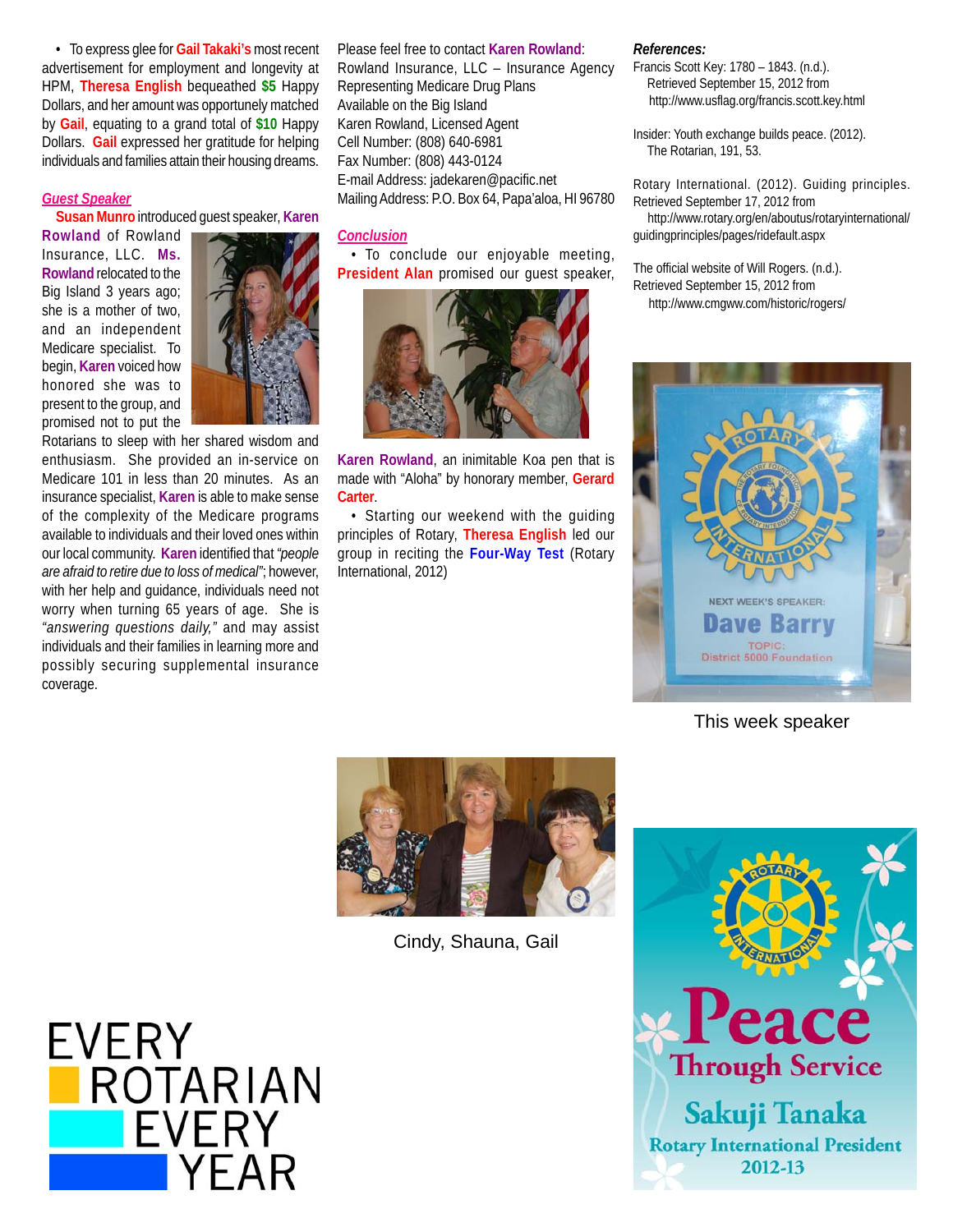• To express glee for **Gail Takaki's** most recent advertisement for employment and longevity at HPM, **Theresa English** bequeathed **$5** Happy Dollars, and her amount was opportunely matched by **Gail**, equating to a grand total of **$10** Happy Dollars. **Gail** expressed her gratitude for helping individuals and families attain their housing dreams.

## *Guest Speaker*

**Susan Munro** introduced guest speaker, **Karen Rowland** of Rowland Insurance, LLC. **Ms. Rowland** relocated to the Big Island 3 years ago; she is a mother of two, and an independent Medicare specialist. To begin, **Karen** voiced how honored she was to present to the group, and promised not to put the Rotarians to sleep with her shared wisdom and enthusiasm. She provided an in-service on Medicare 101 in less than 20 minutes. As an insurance specialist, **Karen** is able to make sense of the complexity of the Medicare programs available to individuals and their loved ones within our local community. **Karen** identified that *"people are afraid to retire due to loss of medical"*; however, with her help and guidance, individuals need not worry when turning 65 years of age. She is *"answering questions daily,"* and may assist individuals and their families in learning more and possibly securing supplemental insurance coverage.

Please feel free to contact **Karen Rowland**:
Rowland Insurance, LLC – Insurance Agency Representing Medicare Drug Plans
Available on the Big Island
Karen Rowland, Licensed Agent
Cell Number: (808) 640-6981
Fax Number: (808) 443-0124
E-mail Address: jadekaren@pacific.net
Mailing Address: P.O. Box 64, Papa'aloa, HI 96780

## *Conclusion*

• To conclude our enjoyable meeting, **President Alan** promised our guest speaker, **Karen Rowland**, an inimitable Koa pen that is made with "Aloha" by honorary member, **Gerard Carter**.

• Starting our weekend with the guiding principles of Rotary, **Theresa English** led our group in reciting the **Four-Way Test** (Rotary International, 2012)

### *References:*

Francis Scott Key: 1780 – 1843. (n.d.). Retrieved September 15, 2012 from http://www.usflag.org/francis.scott.key.html

Insider: Youth exchange builds peace. (2012). The Rotarian, 191, 53.

Rotary International. (2012). Guiding principles. Retrieved September 17, 2012 from http://www.rotary.org/en/aboutus/rotaryinternational/guidingprinciples/pages/ridefault.aspx

The official website of Will Rogers. (n.d.). Retrieved September 15, 2012 from http://www.cmgww.com/historic/rogers/

This week speaker

Cindy, Shauna, Gail